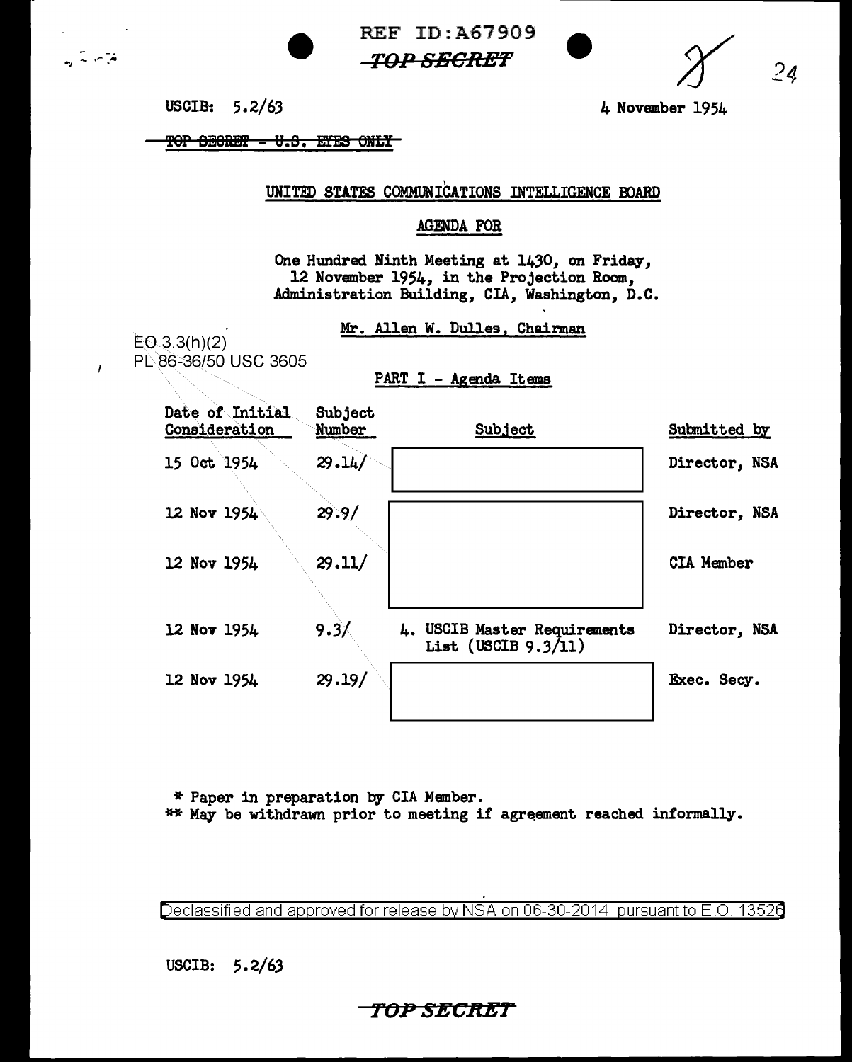REF ID:A67909

~~TOP SECRET~~

USCIB: 5.2/63

4 November 1954

~~TOP SECRET - U.S. EYES ONLY~~

## UNITED STATES COMMUNICATIONS INTELLIGENCE BOARD

### AGENDA FOR

One Hundred Ninth Meeting at 1430, on Friday, 12 November 1954, in the Projection Room, Administration Building, CIA, Washington, D.C.

Mr. Allen W. Dulles, Chairman

EO 3.3(h)(2)
PL 86-36/50 USC 3605

PART I - Agenda Items

| Date of Initial Consideration | Subject Number | Subject | Submitted by |
|---|---|---|---|
| 15 Oct 1954 | 29.14/ | | Director, NSA |
| 12 Nov 1954 | 29.9/ | | Director, NSA |
| 12 Nov 1954 | 29.11/ | | CIA Member |
| 12 Nov 1954 | 9.3/ | 4. USCIB Master Requirements List (USCIB 9.3/11) | Director, NSA |
| 12 Nov 1954 | 29.19/ | | Exec. Secy. |

* Paper in preparation by CIA Member.
** May be withdrawn prior to meeting if agreement reached informally.

Declassified and approved for release by NSA on 06-30-2014 pursuant to E.O. 13526

USCIB: 5.2/63

~~TOP SECRET~~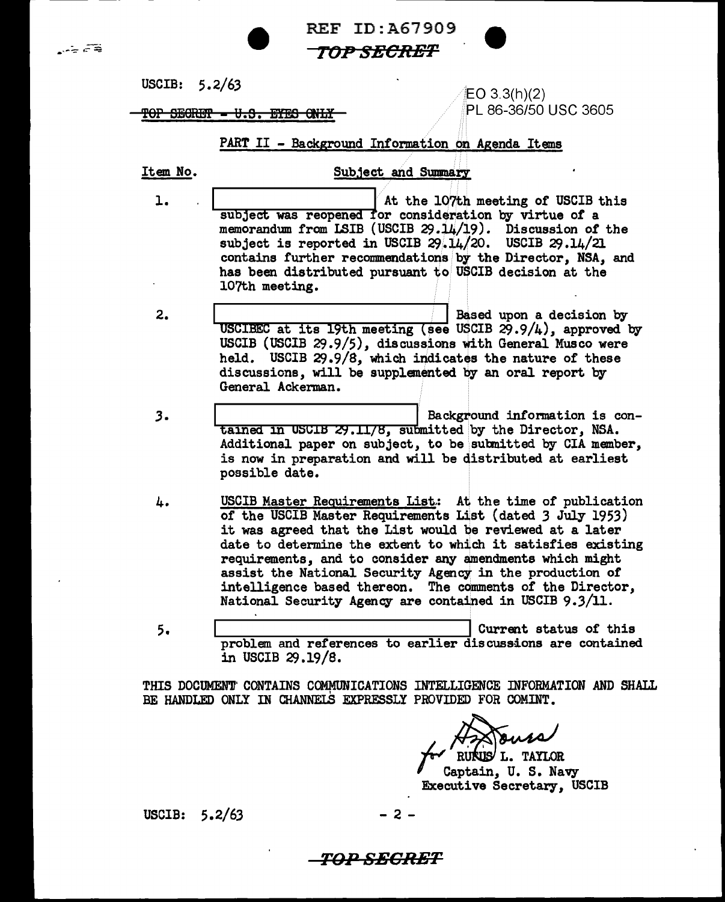REF ID:A67909

~~TOP SECRET~~

USCIB: 5.2/63

~~TOP SECRET - U.S. EYES ONLY~~

EO 3.3(h)(2)
PL 86-36/50 USC 3605

PART II - Background Information on Agenda Items

Item No. Subject and Summary

1. [REDACTED] At the 107th meeting of USCIB this subject was reopened for consideration by virtue of a memorandum from LSIB (USCIB 29.14/19). Discussion of the subject is reported in USCIB 29.14/20. USCIB 29.14/21 contains further recommendations by the Director, NSA, and has been distributed pursuant to USCIB decision at the 107th meeting.

2. [REDACTED] Based upon a decision by USCIBEC at its 19th meeting (see USCIB 29.9/4), approved by USCIB (USCIB 29.9/5), discussions with General Musco were held. USCIB 29.9/8, which indicates the nature of these discussions, will be supplemented by an oral report by General Ackerman.

3. [REDACTED] Background information is contained in USCIB 29.11/8, submitted by the Director, NSA. Additional paper on subject, to be submitted by CIA member, is now in preparation and will be distributed at earliest possible date.

4. USCIB Master Requirements List: At the time of publication of the USCIB Master Requirements List (dated 3 July 1953) it was agreed that the List would be reviewed at a later date to determine the extent to which it satisfies existing requirements, and to consider any amendments which might assist the National Security Agency in the production of intelligence based thereon. The comments of the Director, National Security Agency are contained in USCIB 9.3/11.

5. [REDACTED] Current status of this problem and references to earlier discussions are contained in USCIB 29.19/8.

THIS DOCUMENT CONTAINS COMMUNICATIONS INTELLIGENCE INFORMATION AND SHALL BE HANDLED ONLY IN CHANNELS EXPRESSLY PROVIDED FOR COMINT.

for [signature]
RUFUS L. TAYLOR
Captain, U. S. Navy
Executive Secretary, USCIB

USCIB: 5.2/63

~~TOP SECRET~~